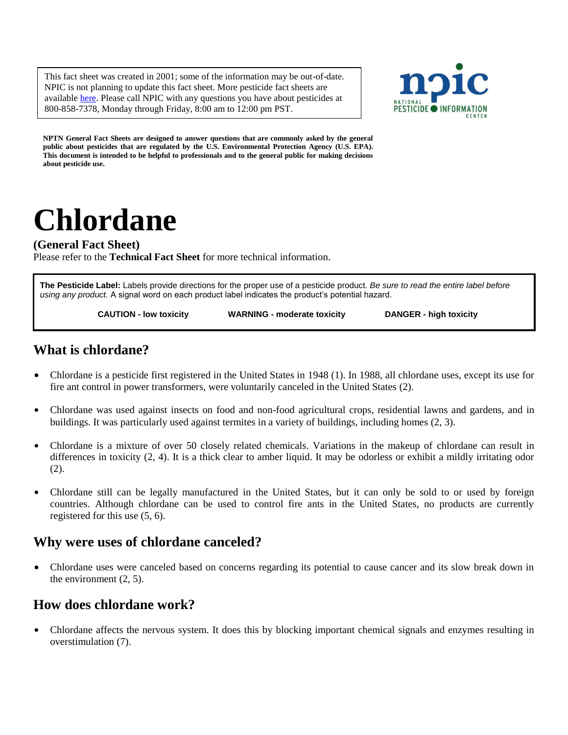This fact sheet was created in 2001; some of the information may be out-of-date. NPIC is not planning to update this fact sheet. More pesticide fact sheets are available here. Please call NPIC with any questions you have about pesticides at 800-858-7378, Monday through Friday, 8:00 am to 12:00 pm PST.

NATIONAL PESTICIDE INFORMATION CENTER

**NPTN General Fact Sheets are designed to answer questions that are commonly asked by the general public about pesticides that are regulated by the U.S. Environmental Protection Agency (U.S. EPA). This document is intended to be helpful to professionals and to the general public for making decisions about pesticide use.**

# Chlordane

**(General Fact Sheet)**

Please refer to the **Technical Fact Sheet** for more technical information.

**The Pesticide Label:** Labels provide directions for the proper use of a pesticide product. *Be sure to read the entire label before using any product.* A signal word on each product label indicates the product's potential hazard.

**CAUTION - low toxicity** | **WARNING - moderate toxicity** | **DANGER - high toxicity**

## What is chlordane?

- Chlordane is a pesticide first registered in the United States in 1948 (1). In 1988, all chlordane uses, except its use for fire ant control in power transformers, were voluntarily canceled in the United States (2).
- Chlordane was used against insects on food and non-food agricultural crops, residential lawns and gardens, and in buildings. It was particularly used against termites in a variety of buildings, including homes (2, 3).
- Chlordane is a mixture of over 50 closely related chemicals. Variations in the makeup of chlordane can result in differences in toxicity (2, 4). It is a thick clear to amber liquid. It may be odorless or exhibit a mildly irritating odor (2).
- Chlordane still can be legally manufactured in the United States, but it can only be sold to or used by foreign countries. Although chlordane can be used to control fire ants in the United States, no products are currently registered for this use (5, 6).

## Why were uses of chlordane canceled?

- Chlordane uses were canceled based on concerns regarding its potential to cause cancer and its slow break down in the environment (2, 5).

## How does chlordane work?

- Chlordane affects the nervous system. It does this by blocking important chemical signals and enzymes resulting in overstimulation (7).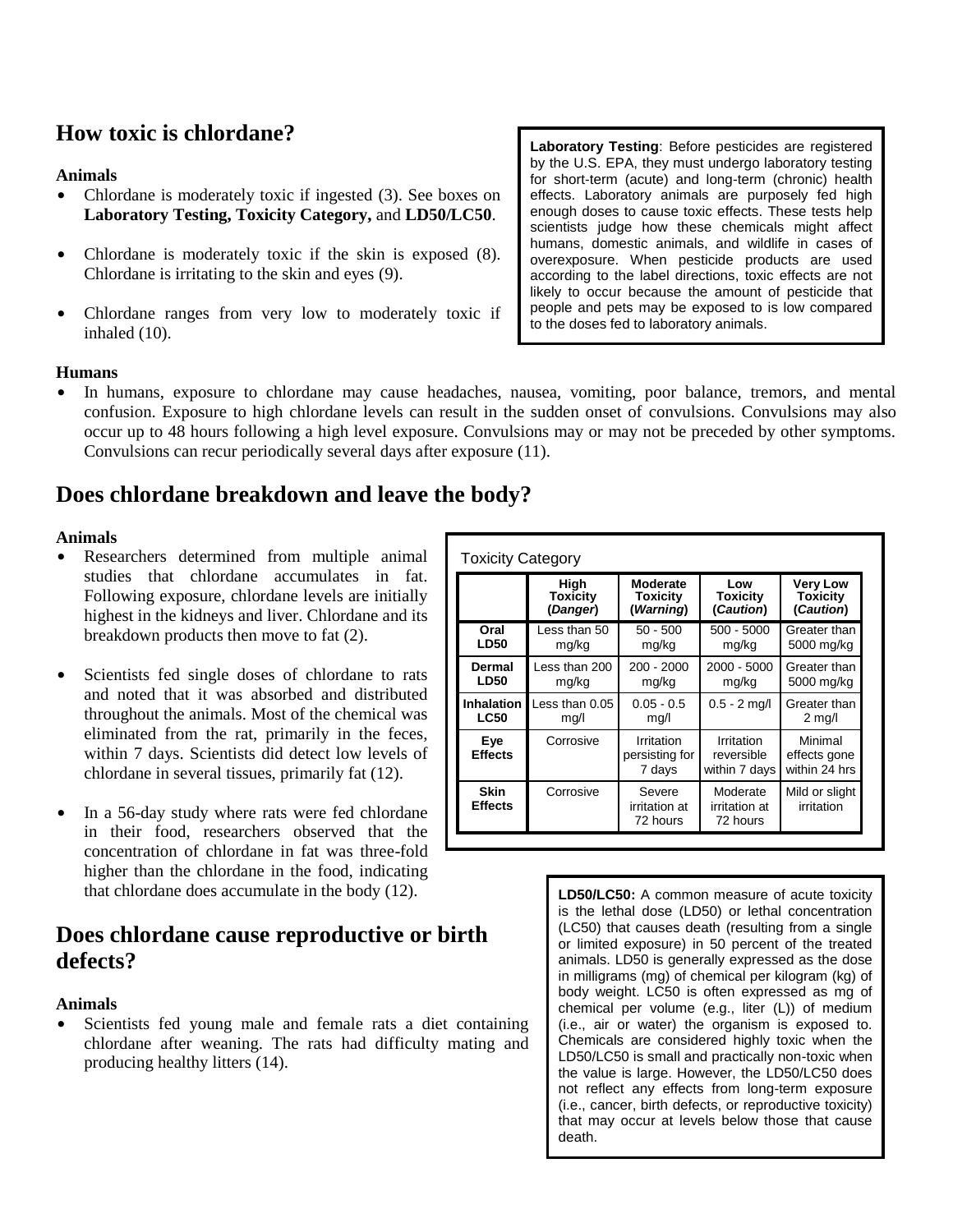## How toxic is chlordane?

**Animals**

- Chlordane is moderately toxic if ingested (3). See boxes on **Laboratory Testing, Toxicity Category,** and **LD50/LC50**.
- Chlordane is moderately toxic if the skin is exposed (8). Chlordane is irritating to the skin and eyes (9).
- Chlordane ranges from very low to moderately toxic if inhaled (10).

**Laboratory Testing**: Before pesticides are registered by the U.S. EPA, they must undergo laboratory testing for short-term (acute) and long-term (chronic) health effects. Laboratory animals are purposely fed high enough doses to cause toxic effects. These tests help scientists judge how these chemicals might affect humans, domestic animals, and wildlife in cases of overexposure. When pesticide products are used according to the label directions, toxic effects are not likely to occur because the amount of pesticide that people and pets may be exposed to is low compared to the doses fed to laboratory animals.

**Humans**

- In humans, exposure to chlordane may cause headaches, nausea, vomiting, poor balance, tremors, and mental confusion. Exposure to high chlordane levels can result in the sudden onset of convulsions. Convulsions may also occur up to 48 hours following a high level exposure. Convulsions may or may not be preceded by other symptoms. Convulsions can recur periodically several days after exposure (11).

## Does chlordane breakdown and leave the body?

**Animals**

- Researchers determined from multiple animal studies that chlordane accumulates in fat. Following exposure, chlordane levels are initially highest in the kidneys and liver. Chlordane and its breakdown products then move to fat (2).
- Scientists fed single doses of chlordane to rats and noted that it was absorbed and distributed throughout the animals. Most of the chemical was eliminated from the rat, primarily in the feces, within 7 days. Scientists did detect low levels of chlordane in several tissues, primarily fat (12).
- In a 56-day study where rats were fed chlordane in their food, researchers observed that the concentration of chlordane in fat was three-fold higher than the chlordane in the food, indicating that chlordane does accumulate in the body (12).

Toxicity Category

| | **High Toxicity (*Danger*)** | **Moderate Toxicity (*Warning*)** | **Low Toxicity (*Caution*)** | **Very Low Toxicity (*Caution*)** |
|---|---|---|---|---|
| **Oral LD50** | Less than 50 mg/kg | 50 - 500 mg/kg | 500 - 5000 mg/kg | Greater than 5000 mg/kg |
| **Dermal LD50** | Less than 200 mg/kg | 200 - 2000 mg/kg | 2000 - 5000 mg/kg | Greater than 5000 mg/kg |
| **Inhalation LC50** | Less than 0.05 mg/l | 0.05 - 0.5 mg/l | 0.5 - 2 mg/l | Greater than 2 mg/l |
| **Eye Effects** | Corrosive | Irritation persisting for 7 days | Irritation reversible within 7 days | Minimal effects gone within 24 hrs |
| **Skin Effects** | Corrosive | Severe irritation at 72 hours | Moderate irritation at 72 hours | Mild or slight irritation |

## Does chlordane cause reproductive or birth defects?

**Animals**

- Scientists fed young male and female rats a diet containing chlordane after weaning. The rats had difficulty mating and producing healthy litters (14).

**LD50/LC50:** A common measure of acute toxicity is the lethal dose (LD50) or lethal concentration (LC50) that causes death (resulting from a single or limited exposure) in 50 percent of the treated animals. LD50 is generally expressed as the dose in milligrams (mg) of chemical per kilogram (kg) of body weight. LC50 is often expressed as mg of chemical per volume (e.g., liter (L)) of medium (i.e., air or water) the organism is exposed to. Chemicals are considered highly toxic when the LD50/LC50 is small and practically non-toxic when the value is large. However, the LD50/LC50 does not reflect any effects from long-term exposure (i.e., cancer, birth defects, or reproductive toxicity) that may occur at levels below those that cause death.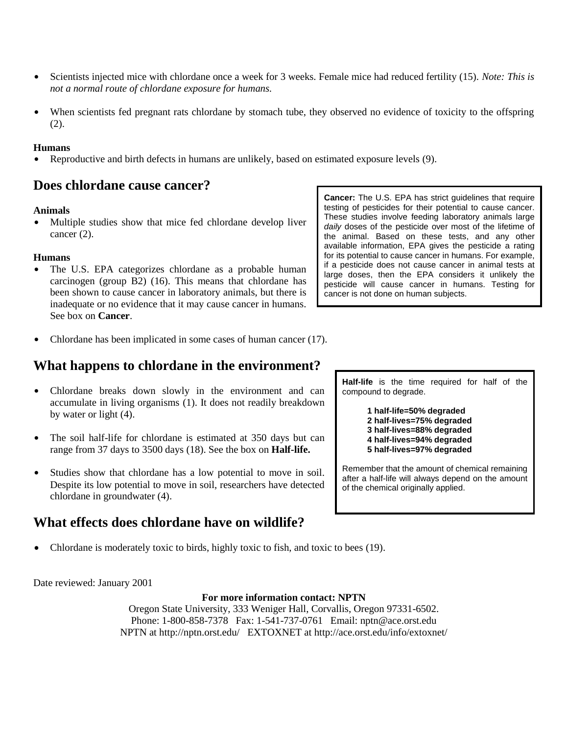- Scientists injected mice with chlordane once a week for 3 weeks. Female mice had reduced fertility (15). *Note: This is not a normal route of chlordane exposure for humans.*

- When scientists fed pregnant rats chlordane by stomach tube, they observed no evidence of toxicity to the offspring (2).

**Humans**

- Reproductive and birth defects in humans are unlikely, based on estimated exposure levels (9).

## Does chlordane cause cancer?

**Animals**

- Multiple studies show that mice fed chlordane develop liver cancer (2).

**Humans**

- The U.S. EPA categorizes chlordane as a probable human carcinogen (group B2) (16). This means that chlordane has been shown to cause cancer in laboratory animals, but there is inadequate or no evidence that it may cause cancer in humans. See box on **Cancer**.

- Chlordane has been implicated in some cases of human cancer (17).

**Cancer:** The U.S. EPA has strict guidelines that require testing of pesticides for their potential to cause cancer. These studies involve feeding laboratory animals large *daily* doses of the pesticide over most of the lifetime of the animal. Based on these tests, and any other available information, EPA gives the pesticide a rating for its potential to cause cancer in humans. For example, if a pesticide does not cause cancer in animal tests at large doses, then the EPA considers it unlikely the pesticide will cause cancer in humans. Testing for cancer is not done on human subjects.

## What happens to chlordane in the environment?

- Chlordane breaks down slowly in the environment and can accumulate in living organisms (1). It does not readily breakdown by water or light (4).

- The soil half-life for chlordane is estimated at 350 days but can range from 37 days to 3500 days (18). See the box on **Half-life.**

- Studies show that chlordane has a low potential to move in soil. Despite its low potential to move in soil, researchers have detected chlordane in groundwater (4).

**Half-life** is the time required for half of the compound to degrade.

**1 half-life=50% degraded**
**2 half-lives=75% degraded**
**3 half-lives=88% degraded**
**4 half-lives=94% degraded**
**5 half-lives=97% degraded**

Remember that the amount of chemical remaining after a half-life will always depend on the amount of the chemical originally applied.

## What effects does chlordane have on wildlife?

- Chlordane is moderately toxic to birds, highly toxic to fish, and toxic to bees (19).

Date reviewed: January 2001

**For more information contact: NPTN**

Oregon State University, 333 Weniger Hall, Corvallis, Oregon 97331-6502.
Phone: 1-800-858-7378 Fax: 1-541-737-0761 Email: nptn@ace.orst.edu
NPTN at http://nptn.orst.edu/ EXTOXNET at http://ace.orst.edu/info/extoxnet/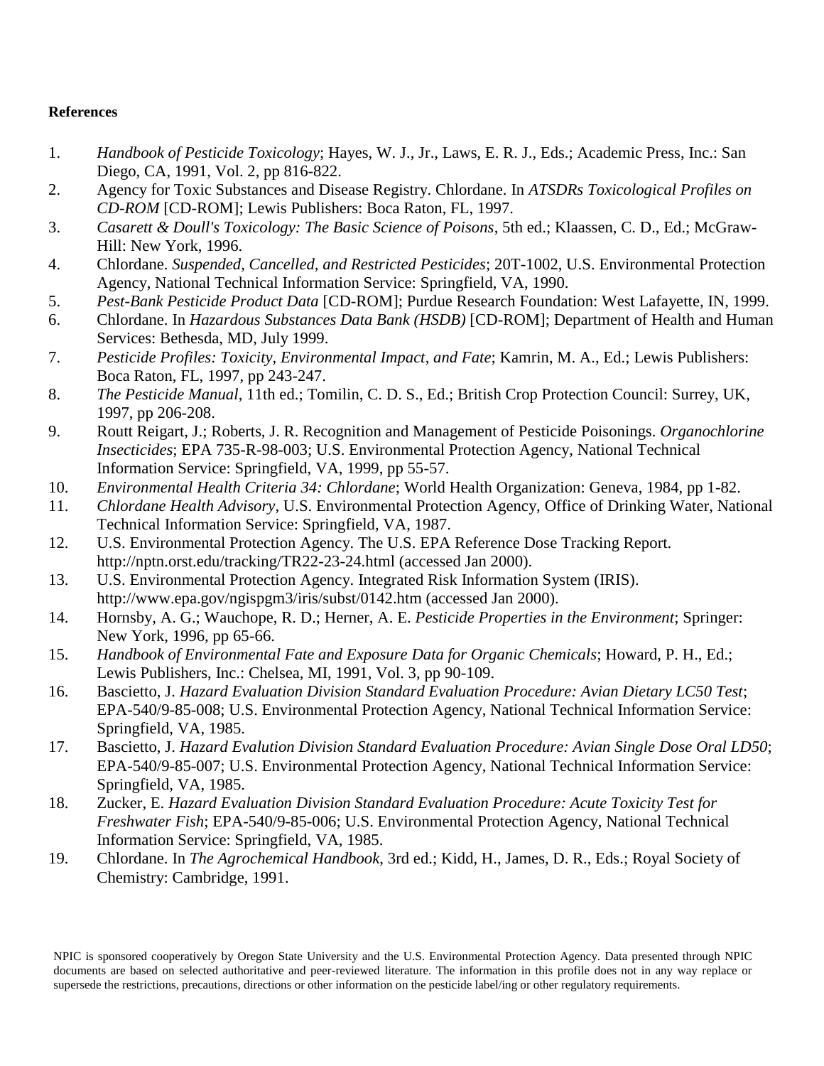**References**

1. *Handbook of Pesticide Toxicology*; Hayes, W. J., Jr., Laws, E. R. J., Eds.; Academic Press, Inc.: San Diego, CA, 1991, Vol. 2, pp 816-822.
2. Agency for Toxic Substances and Disease Registry. Chlordane. In *ATSDRs Toxicological Profiles on CD-ROM* [CD-ROM]; Lewis Publishers: Boca Raton, FL, 1997.
3. *Casarett & Doull's Toxicology: The Basic Science of Poisons*, 5th ed.; Klaassen, C. D., Ed.; McGraw-Hill: New York, 1996.
4. Chlordane. *Suspended, Cancelled, and Restricted Pesticides*; 20T-1002, U.S. Environmental Protection Agency, National Technical Information Service: Springfield, VA, 1990.
5. *Pest-Bank Pesticide Product Data* [CD-ROM]; Purdue Research Foundation: West Lafayette, IN, 1999.
6. Chlordane. In *Hazardous Substances Data Bank (HSDB)* [CD-ROM]; Department of Health and Human Services: Bethesda, MD, July 1999.
7. *Pesticide Profiles: Toxicity, Environmental Impact, and Fate*; Kamrin, M. A., Ed.; Lewis Publishers: Boca Raton, FL, 1997, pp 243-247.
8. *The Pesticide Manual*, 11th ed.; Tomilin, C. D. S., Ed.; British Crop Protection Council: Surrey, UK, 1997, pp 206-208.
9. Routt Reigart, J.; Roberts, J. R. Recognition and Management of Pesticide Poisonings. *Organochlorine Insecticides*; EPA 735-R-98-003; U.S. Environmental Protection Agency, National Technical Information Service: Springfield, VA, 1999, pp 55-57.
10. *Environmental Health Criteria 34: Chlordane*; World Health Organization: Geneva, 1984, pp 1-82.
11. *Chlordane Health Advisory*, U.S. Environmental Protection Agency, Office of Drinking Water, National Technical Information Service: Springfield, VA, 1987.
12. U.S. Environmental Protection Agency. The U.S. EPA Reference Dose Tracking Report. http://nptn.orst.edu/tracking/TR22-23-24.html (accessed Jan 2000).
13. U.S. Environmental Protection Agency. Integrated Risk Information System (IRIS). http://www.epa.gov/ngispgm3/iris/subst/0142.htm (accessed Jan 2000).
14. Hornsby, A. G.; Wauchope, R. D.; Herner, A. E. *Pesticide Properties in the Environment*; Springer: New York, 1996, pp 65-66.
15. *Handbook of Environmental Fate and Exposure Data for Organic Chemicals*; Howard, P. H., Ed.; Lewis Publishers, Inc.: Chelsea, MI, 1991, Vol. 3, pp 90-109.
16. Bascietto, J. *Hazard Evaluation Division Standard Evaluation Procedure: Avian Dietary LC50 Test*; EPA-540/9-85-008; U.S. Environmental Protection Agency, National Technical Information Service: Springfield, VA, 1985.
17. Bascietto, J. *Hazard Evalution Division Standard Evaluation Procedure: Avian Single Dose Oral LD50*; EPA-540/9-85-007; U.S. Environmental Protection Agency, National Technical Information Service: Springfield, VA, 1985.
18. Zucker, E. *Hazard Evaluation Division Standard Evaluation Procedure: Acute Toxicity Test for Freshwater Fish*; EPA-540/9-85-006; U.S. Environmental Protection Agency, National Technical Information Service: Springfield, VA, 1985.
19. Chlordane. In *The Agrochemical Handbook*, 3rd ed.; Kidd, H., James, D. R., Eds.; Royal Society of Chemistry: Cambridge, 1991.

NPIC is sponsored cooperatively by Oregon State University and the U.S. Environmental Protection Agency. Data presented through NPIC documents are based on selected authoritative and peer-reviewed literature. The information in this profile does not in any way replace or supersede the restrictions, precautions, directions or other information on the pesticide label/ing or other regulatory requirements.